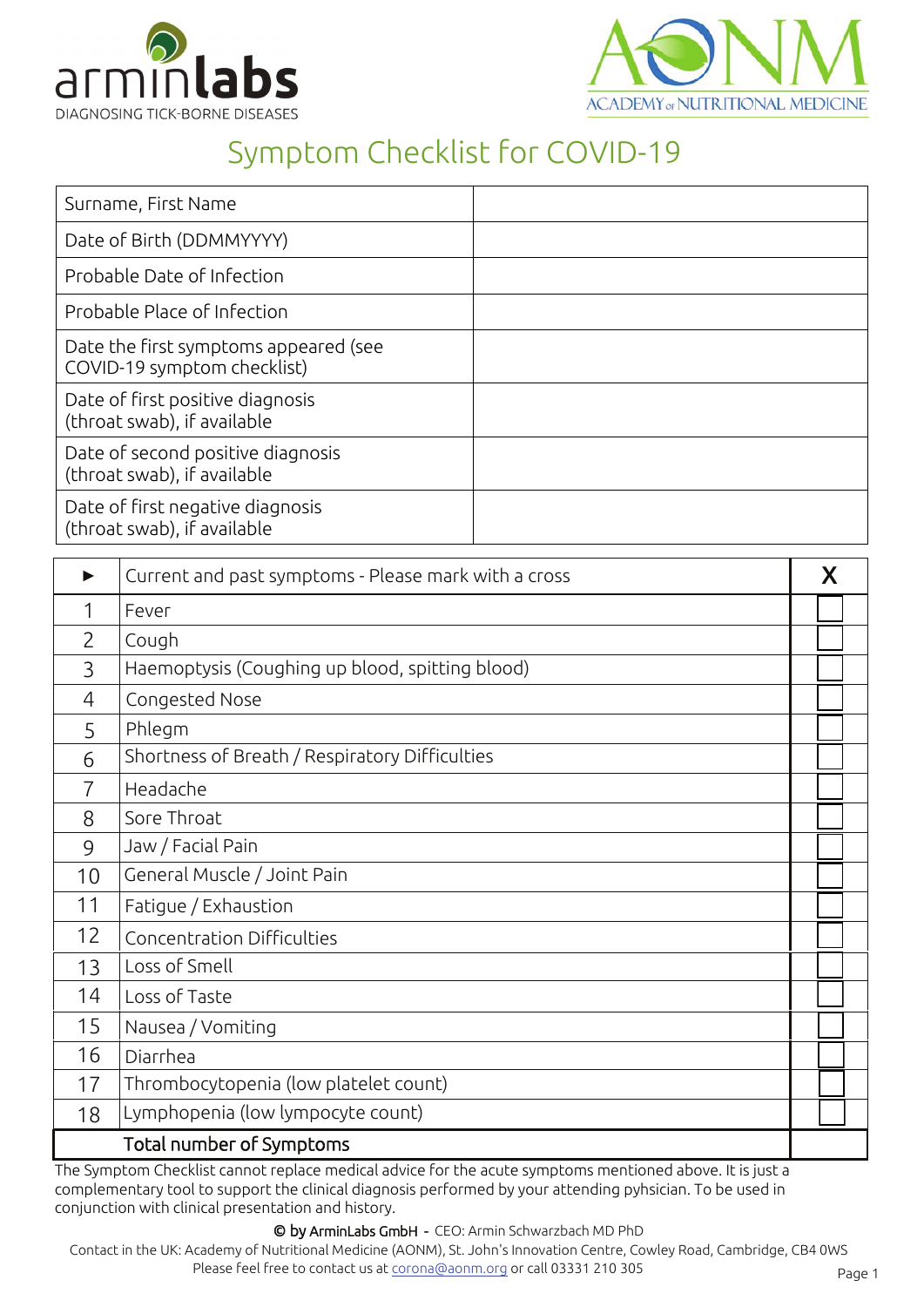armin**labs**
DIAGNOSING TICK-BORNE DISEASES

AONM
ACADEMY of NUTRITIONAL MEDICINE

# Symptom Checklist for COVID-19

| | |
|---|---|
| Surname, First Name | |
| Date of Birth (DDMMYYYY) | |
| Probable Date of Infection | |
| Probable Place of Infection | |
| Date the first symptoms appeared (see COVID-19 symptom checklist) | |
| Date of first positive diagnosis (throat swab), if available | |
| Date of second positive diagnosis (throat swab), if available | |
| Date of first negative diagnosis (throat swab), if available | |

| ► | Current and past symptoms - Please mark with a cross | X |
|---|---|---|
| 1 | Fever | ☐ |
| 2 | Cough | ☐ |
| 3 | Haemoptysis (Coughing up blood, spitting blood) | ☐ |
| 4 | Congested Nose | ☐ |
| 5 | Phlegm | ☐ |
| 6 | Shortness of Breath / Respiratory Difficulties | ☐ |
| 7 | Headache | ☐ |
| 8 | Sore Throat | ☐ |
| 9 | Jaw / Facial Pain | ☐ |
| 10 | General Muscle / Joint Pain | ☐ |
| 11 | Fatigue / Exhaustion | ☐ |
| 12 | Concentration Difficulties | ☐ |
| 13 | Loss of Smell | ☐ |
| 14 | Loss of Taste | ☐ |
| 15 | Nausea / Vomiting | ☐ |
| 16 | Diarrhea | ☐ |
| 17 | Thrombocytopenia (low platelet count) | ☐ |
| 18 | Lymphopenia (low lympocyte count) | ☐ |
| | **Total number of Symptoms** | |

The Symptom Checklist cannot replace medical advice for the acute symptoms mentioned above. It is just a complementary tool to support the clinical diagnosis performed by your attending pyhsician. To be used in conjunction with clinical presentation and history.

**© by ArminLabs GmbH** - CEO: Armin Schwarzbach MD PhD

Contact in the UK: Academy of Nutritional Medicine (AONM), St. John's Innovation Centre, Cowley Road, Cambridge, CB4 0WS
Please feel free to contact us at corona@aonm.org or call 03331 210 305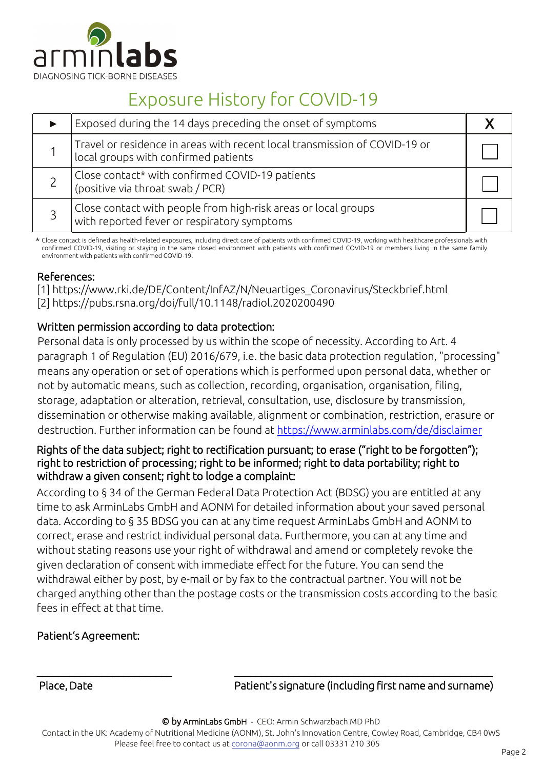arminlabs
DIAGNOSING TICK-BORNE DISEASES

# Exposure History for COVID-19

| ► | Exposed during the 14 days preceding the onset of symptoms | X |
|---|---|---|
| 1 | Travel or residence in areas with recent local transmission of COVID-19 or local groups with confirmed patients | ☐ |
| 2 | Close contact* with confirmed COVID-19 patients (positive via throat swab / PCR) | ☐ |
| 3 | Close contact with people from high-risk areas or local groups with reported fever or respiratory symptoms | ☐ |

* Close contact is defined as health-related exposures, including direct care of patients with confirmed COVID-19, working with healthcare professionals with confirmed COVID-19, visiting or staying in the same closed environment with patients with confirmed COVID-19 or members living in the same family environment with patients with confirmed COVID-19.

### References:

[1] https://www.rki.de/DE/Content/InfAZ/N/Neuartiges_Coronavirus/Steckbrief.html
[2] https://pubs.rsna.org/doi/full/10.1148/radiol.2020200490

### Written permission according to data protection:

Personal data is only processed by us within the scope of necessity. According to Art. 4 paragraph 1 of Regulation (EU) 2016/679, i.e. the basic data protection regulation, "processing" means any operation or set of operations which is performed upon personal data, whether or not by automatic means, such as collection, recording, organisation, organisation, filing, storage, adaptation or alteration, retrieval, consultation, use, disclosure by transmission, dissemination or otherwise making available, alignment or combination, restriction, erasure or destruction. Further information can be found at https://www.arminlabs.com/de/disclaimer

### Rights of the data subject; right to rectification pursuant; to erase (“right to be forgotten”); right to restriction of processing; right to be informed; right to data portability; right to withdraw a given consent; right to lodge a complaint:

According to § 34 of the German Federal Data Protection Act (BDSG) you are entitled at any time to ask ArminLabs GmbH and AONM for detailed information about your saved personal data. According to § 35 BDSG you can at any time request ArminLabs GmbH and AONM to correct, erase and restrict individual personal data. Furthermore, you can at any time and without stating reasons use your right of withdrawal and amend or completely revoke the given declaration of consent with immediate effect for the future. You can send the withdrawal either by post, by e-mail or by fax to the contractual partner. You will not be charged anything other than the postage costs or the transmission costs according to the basic fees in effect at that time.

### Patient’s Agreement:

\_\_\_\_\_\_\_\_\_\_\_\_\_\_\_\_\_\_\_\_\_\_\_\_ \_\_\_\_\_\_\_\_\_\_\_\_\_\_\_\_\_\_\_\_\_\_\_\_\_\_\_\_\_\_\_\_\_\_\_\_\_\_\_\_\_\_\_\_

Place, Date Patient's signature (including first name and surname)

© by ArminLabs GmbH - CEO: Armin Schwarzbach MD PhD
Contact in the UK: Academy of Nutritional Medicine (AONM), St. John's Innovation Centre, Cowley Road, Cambridge, CB4 0WS
Please feel free to contact us at corona@aonm.org or call 03331 210 305